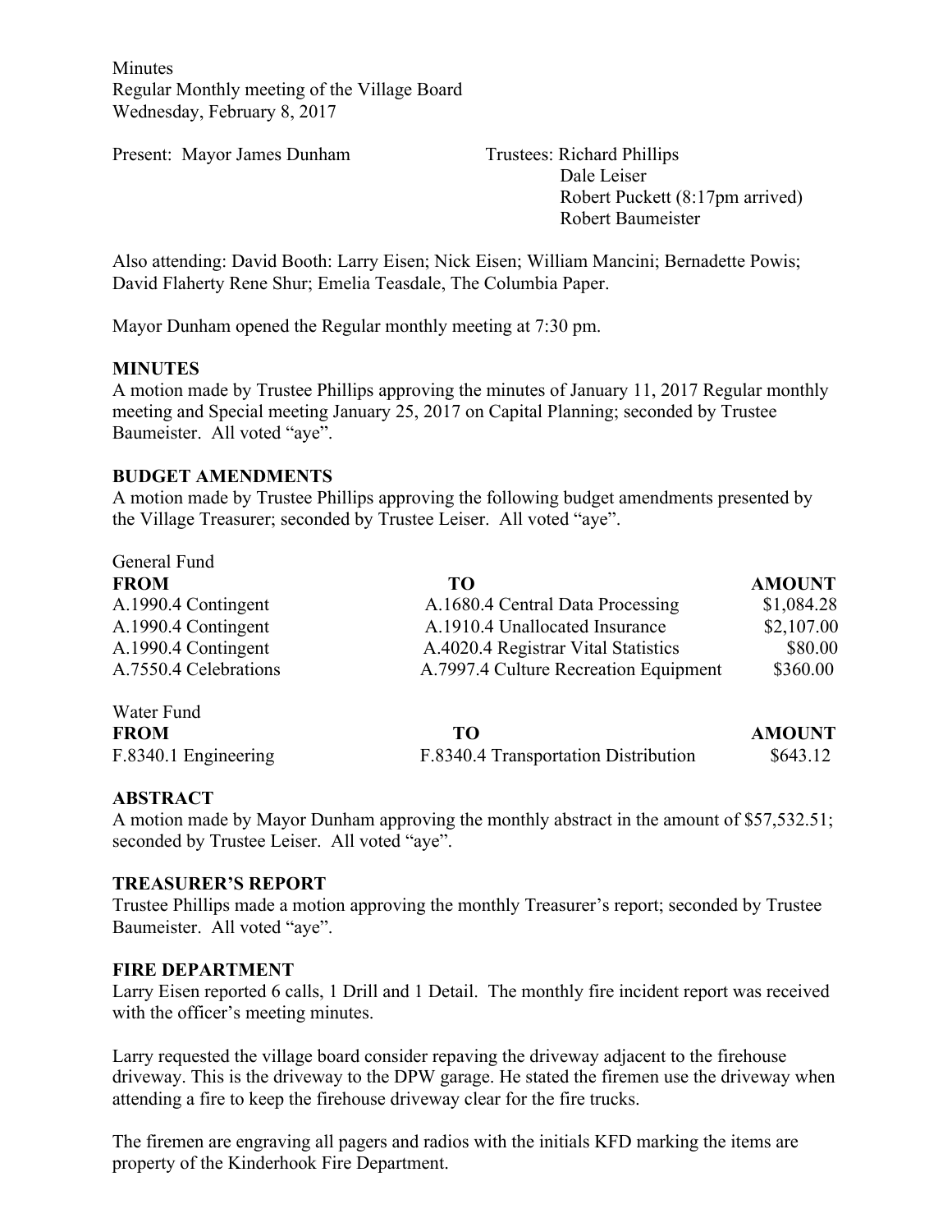Minutes
Regular Monthly meeting of the Village Board
Wednesday, February 8, 2017

Present: Mayor James Dunham

Trustees: Richard Phillips
Dale Leiser
Robert Puckett (8:17pm arrived)
Robert Baumeister

Also attending: David Booth: Larry Eisen; Nick Eisen; William Mancini; Bernadette Powis; David Flaherty Rene Shur; Emelia Teasdale, The Columbia Paper.

Mayor Dunham opened the Regular monthly meeting at 7:30 pm.

**MINUTES**

A motion made by Trustee Phillips approving the minutes of January 11, 2017 Regular monthly meeting and Special meeting January 25, 2017 on Capital Planning; seconded by Trustee Baumeister. All voted "aye".

**BUDGET AMENDMENTS**

A motion made by Trustee Phillips approving the following budget amendments presented by the Village Treasurer; seconded by Trustee Leiser. All voted "aye".

General Fund

| FROM | TO | AMOUNT |
|---|---|---|
| A.1990.4 Contingent | A.1680.4 Central Data Processing | $1,084.28 |
| A.1990.4 Contingent | A.1910.4 Unallocated Insurance | $2,107.00 |
| A.1990.4 Contingent | A.4020.4 Registrar Vital Statistics | $80.00 |
| A.7550.4 Celebrations | A.7997.4 Culture Recreation Equipment | $360.00 |

Water Fund

| FROM | TO | AMOUNT |
|---|---|---|
| F.8340.1 Engineering | F.8340.4 Transportation Distribution | $643.12 |

**ABSTRACT**

A motion made by Mayor Dunham approving the monthly abstract in the amount of $57,532.51; seconded by Trustee Leiser. All voted "aye".

**TREASURER'S REPORT**

Trustee Phillips made a motion approving the monthly Treasurer's report; seconded by Trustee Baumeister. All voted "aye".

**FIRE DEPARTMENT**

Larry Eisen reported 6 calls, 1 Drill and 1 Detail. The monthly fire incident report was received with the officer's meeting minutes.

Larry requested the village board consider repaving the driveway adjacent to the firehouse driveway. This is the driveway to the DPW garage. He stated the firemen use the driveway when attending a fire to keep the firehouse driveway clear for the fire trucks.

The firemen are engraving all pagers and radios with the initials KFD marking the items are property of the Kinderhook Fire Department.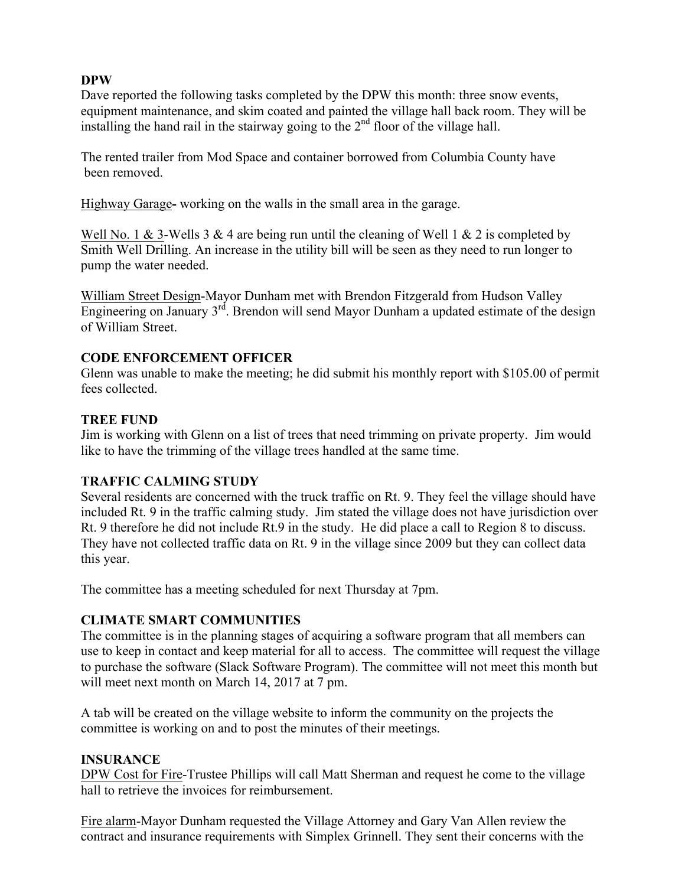**DPW**

Dave reported the following tasks completed by the DPW this month: three snow events, equipment maintenance, and skim coated and painted the village hall back room. They will be installing the hand rail in the stairway going to the 2nd floor of the village hall.

The rented trailer from Mod Space and container borrowed from Columbia County have been removed.

Highway Garage**-** working on the walls in the small area in the garage.

Well No. 1 & 3-Wells 3 & 4 are being run until the cleaning of Well 1 & 2 is completed by Smith Well Drilling. An increase in the utility bill will be seen as they need to run longer to pump the water needed.

William Street Design-Mayor Dunham met with Brendon Fitzgerald from Hudson Valley Engineering on January 3rd. Brendon will send Mayor Dunham a updated estimate of the design of William Street.

**CODE ENFORCEMENT OFFICER**

Glenn was unable to make the meeting; he did submit his monthly report with $105.00 of permit fees collected.

**TREE FUND**

Jim is working with Glenn on a list of trees that need trimming on private property. Jim would like to have the trimming of the village trees handled at the same time.

**TRAFFIC CALMING STUDY**

Several residents are concerned with the truck traffic on Rt. 9. They feel the village should have included Rt. 9 in the traffic calming study. Jim stated the village does not have jurisdiction over Rt. 9 therefore he did not include Rt.9 in the study. He did place a call to Region 8 to discuss. They have not collected traffic data on Rt. 9 in the village since 2009 but they can collect data this year.

The committee has a meeting scheduled for next Thursday at 7pm.

**CLIMATE SMART COMMUNITIES**

The committee is in the planning stages of acquiring a software program that all members can use to keep in contact and keep material for all to access. The committee will request the village to purchase the software (Slack Software Program). The committee will not meet this month but will meet next month on March 14, 2017 at 7 pm.

A tab will be created on the village website to inform the community on the projects the committee is working on and to post the minutes of their meetings.

**INSURANCE**

DPW Cost for Fire-Trustee Phillips will call Matt Sherman and request he come to the village hall to retrieve the invoices for reimbursement.

Fire alarm-Mayor Dunham requested the Village Attorney and Gary Van Allen review the contract and insurance requirements with Simplex Grinnell. They sent their concerns with the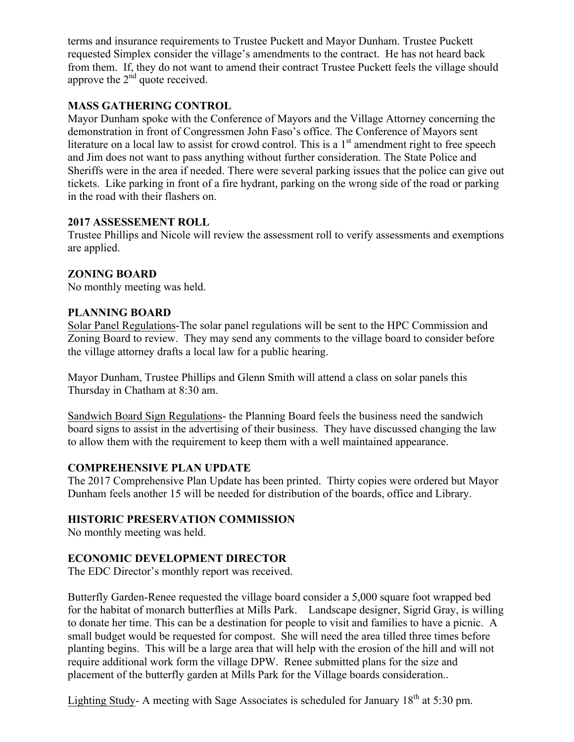terms and insurance requirements to Trustee Puckett and Mayor Dunham. Trustee Puckett requested Simplex consider the village's amendments to the contract. He has not heard back from them. If, they do not want to amend their contract Trustee Puckett feels the village should approve the 2nd quote received.

**MASS GATHERING CONTROL**

Mayor Dunham spoke with the Conference of Mayors and the Village Attorney concerning the demonstration in front of Congressmen John Faso's office. The Conference of Mayors sent literature on a local law to assist for crowd control. This is a 1st amendment right to free speech and Jim does not want to pass anything without further consideration. The State Police and Sheriffs were in the area if needed. There were several parking issues that the police can give out tickets. Like parking in front of a fire hydrant, parking on the wrong side of the road or parking in the road with their flashers on.

**2017 ASSESSEMENT ROLL**

Trustee Phillips and Nicole will review the assessment roll to verify assessments and exemptions are applied.

**ZONING BOARD**

No monthly meeting was held.

**PLANNING BOARD**

Solar Panel Regulations-The solar panel regulations will be sent to the HPC Commission and Zoning Board to review. They may send any comments to the village board to consider before the village attorney drafts a local law for a public hearing.

Mayor Dunham, Trustee Phillips and Glenn Smith will attend a class on solar panels this Thursday in Chatham at 8:30 am.

Sandwich Board Sign Regulations- the Planning Board feels the business need the sandwich board signs to assist in the advertising of their business. They have discussed changing the law to allow them with the requirement to keep them with a well maintained appearance.

**COMPREHENSIVE PLAN UPDATE**

The 2017 Comprehensive Plan Update has been printed. Thirty copies were ordered but Mayor Dunham feels another 15 will be needed for distribution of the boards, office and Library.

**HISTORIC PRESERVATION COMMISSION**

No monthly meeting was held.

**ECONOMIC DEVELOPMENT DIRECTOR**

The EDC Director's monthly report was received.

Butterfly Garden-Renee requested the village board consider a 5,000 square foot wrapped bed for the habitat of monarch butterflies at Mills Park. Landscape designer, Sigrid Gray, is willing to donate her time. This can be a destination for people to visit and families to have a picnic. A small budget would be requested for compost. She will need the area tilled three times before planting begins. This will be a large area that will help with the erosion of the hill and will not require additional work form the village DPW. Renee submitted plans for the size and placement of the butterfly garden at Mills Park for the Village boards consideration..

Lighting Study- A meeting with Sage Associates is scheduled for January 18th at 5:30 pm.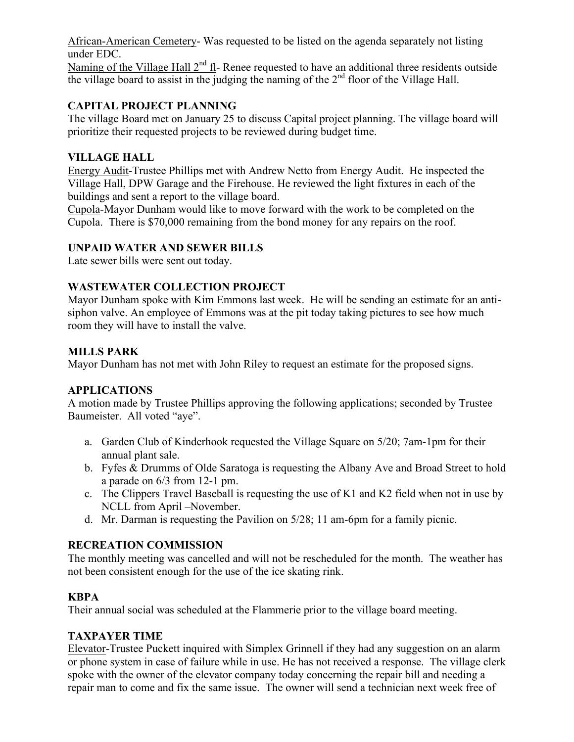African-American Cemetery- Was requested to be listed on the agenda separately not listing under EDC.

Naming of the Village Hall 2nd fl- Renee requested to have an additional three residents outside the village board to assist in the judging the naming of the 2nd floor of the Village Hall.

## CAPITAL PROJECT PLANNING

The village Board met on January 25 to discuss Capital project planning. The village board will prioritize their requested projects to be reviewed during budget time.

## VILLAGE HALL

Energy Audit-Trustee Phillips met with Andrew Netto from Energy Audit. He inspected the Village Hall, DPW Garage and the Firehouse. He reviewed the light fixtures in each of the buildings and sent a report to the village board.

Cupola-Mayor Dunham would like to move forward with the work to be completed on the Cupola. There is $70,000 remaining from the bond money for any repairs on the roof.

## UNPAID WATER AND SEWER BILLS

Late sewer bills were sent out today.

## WASTEWATER COLLECTION PROJECT

Mayor Dunham spoke with Kim Emmons last week. He will be sending an estimate for an anti-siphon valve. An employee of Emmons was at the pit today taking pictures to see how much room they will have to install the valve.

## MILLS PARK

Mayor Dunham has not met with John Riley to request an estimate for the proposed signs.

## APPLICATIONS

A motion made by Trustee Phillips approving the following applications; seconded by Trustee Baumeister. All voted "aye".

a. Garden Club of Kinderhook requested the Village Square on 5/20; 7am-1pm for their annual plant sale.
b. Fyfes & Drumms of Olde Saratoga is requesting the Albany Ave and Broad Street to hold a parade on 6/3 from 12-1 pm.
c. The Clippers Travel Baseball is requesting the use of K1 and K2 field when not in use by NCLL from April –November.
d. Mr. Darman is requesting the Pavilion on 5/28; 11 am-6pm for a family picnic.

## RECREATION COMMISSION

The monthly meeting was cancelled and will not be rescheduled for the month. The weather has not been consistent enough for the use of the ice skating rink.

## KBPA

Their annual social was scheduled at the Flammerie prior to the village board meeting.

## TAXPAYER TIME

Elevator-Trustee Puckett inquired with Simplex Grinnell if they had any suggestion on an alarm or phone system in case of failure while in use. He has not received a response. The village clerk spoke with the owner of the elevator company today concerning the repair bill and needing a repair man to come and fix the same issue. The owner will send a technician next week free of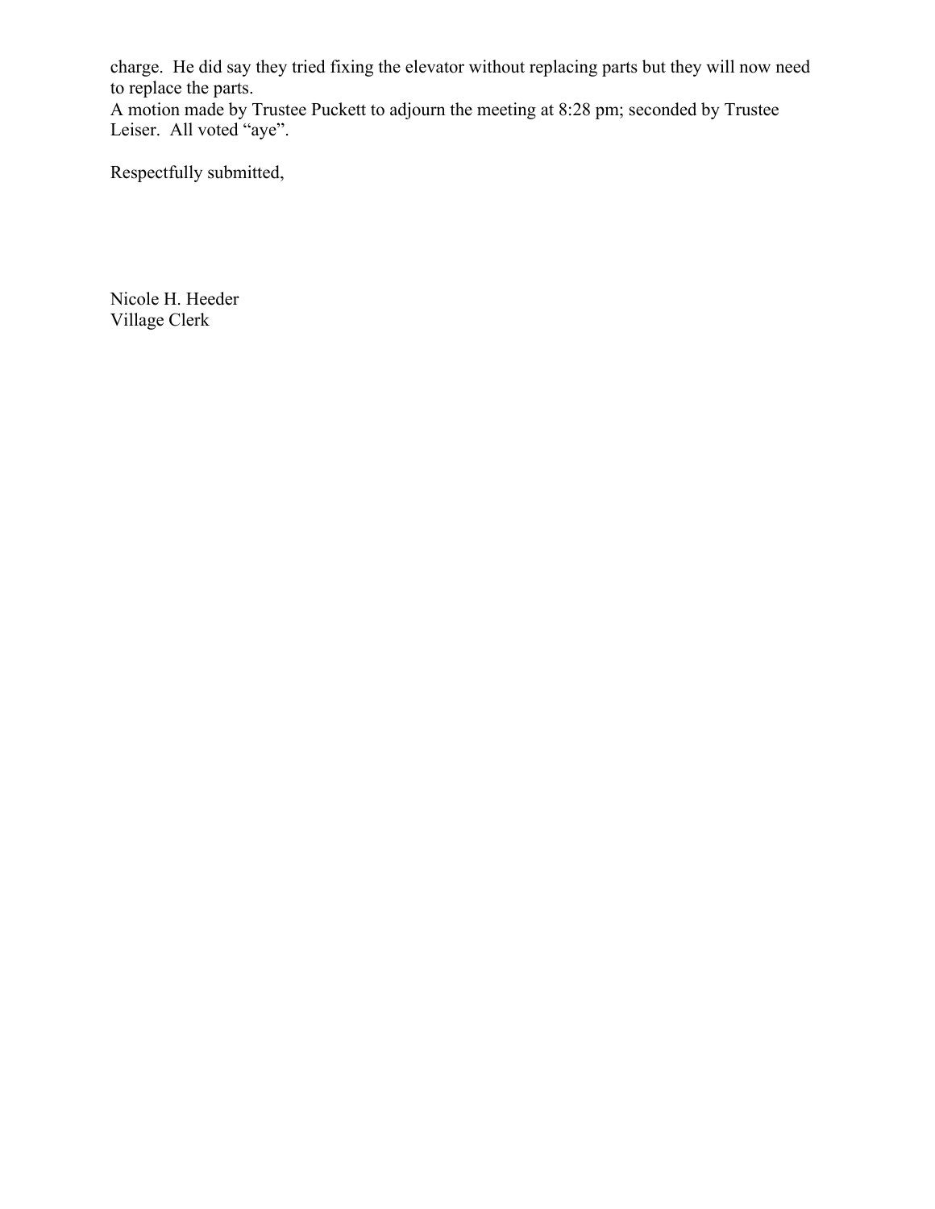charge. He did say they tried fixing the elevator without replacing parts but they will now need to replace the parts.

A motion made by Trustee Puckett to adjourn the meeting at 8:28 pm; seconded by Trustee Leiser. All voted "aye".

Respectfully submitted,

Nicole H. Heeder
Village Clerk